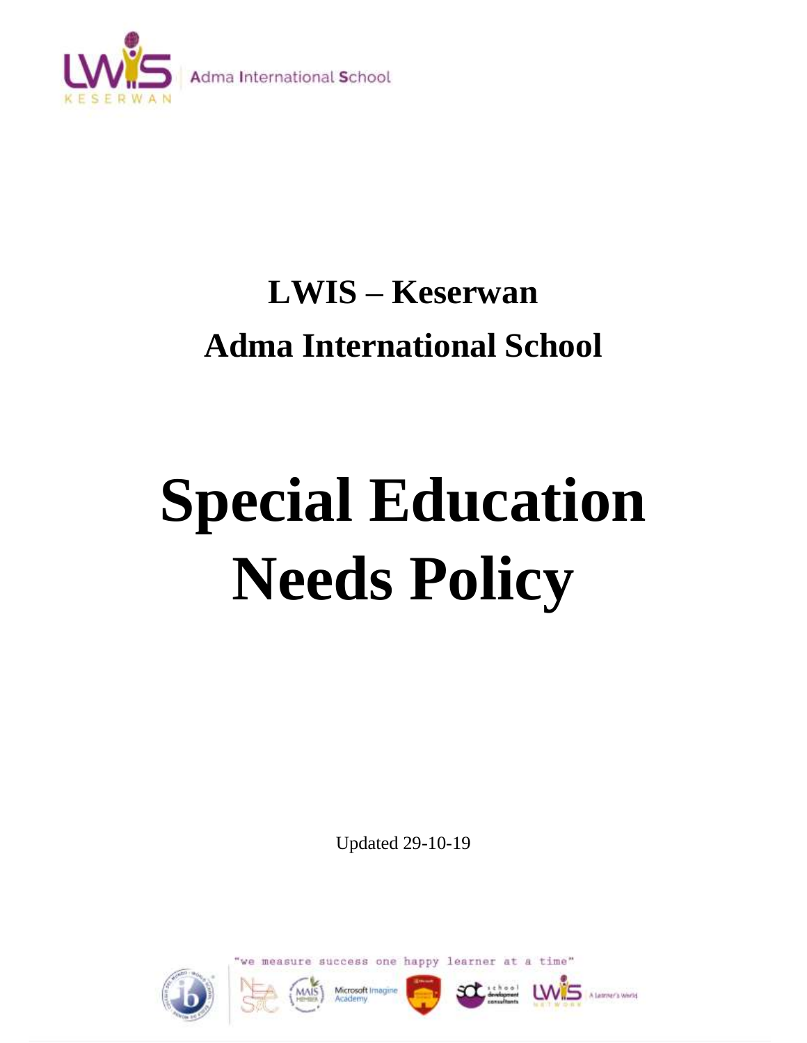# LWIS – Keserwan

# Adma International School

# Special Education Needs Policy

Updated 29-10-19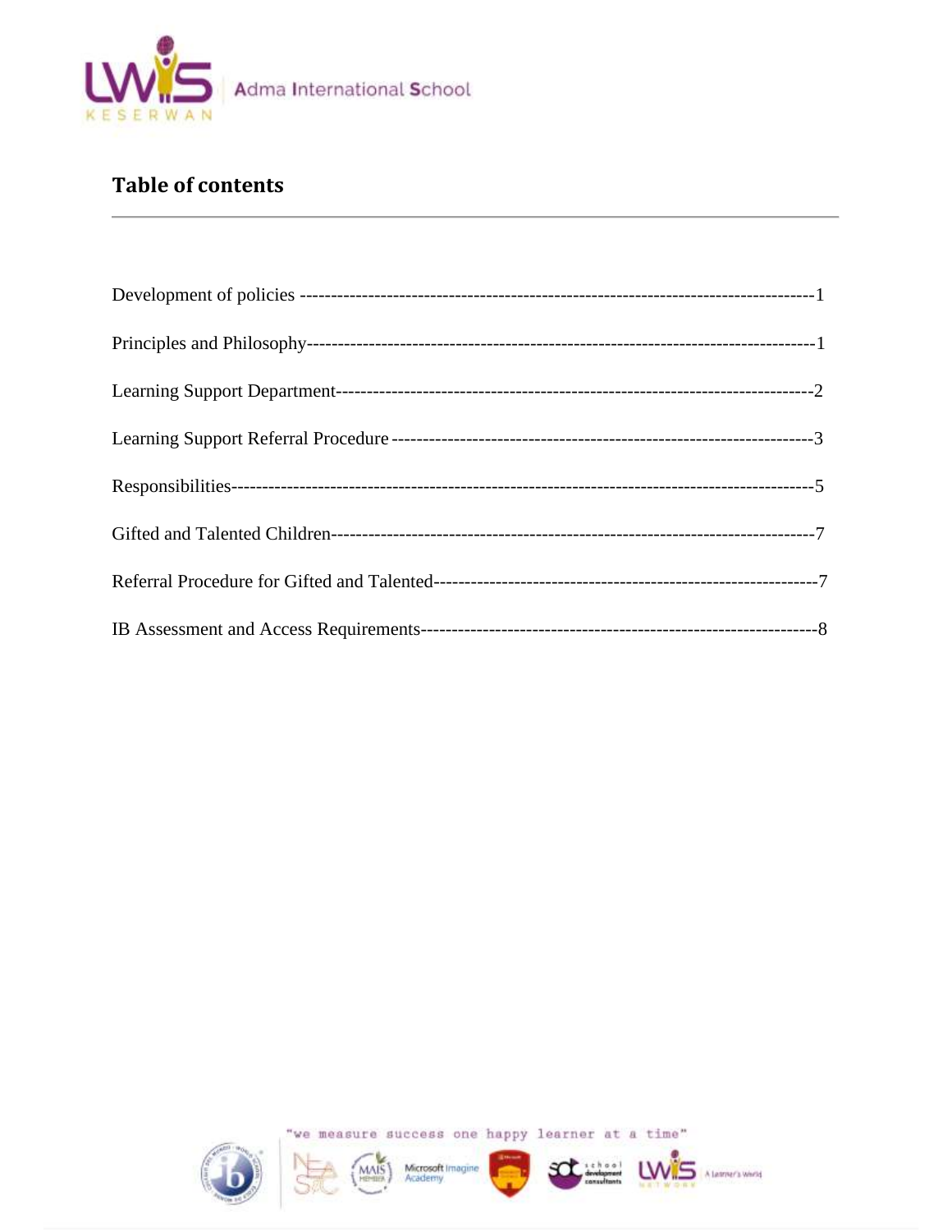## Table of contents

Development of policies ----------------------------------------------------------------------------------1

Principles and Philosophy---------------------------------------------------------------------------------1

Learning Support Department-----------------------------------------------------------------------------2

Learning Support Referral Procedure --------------------------------------------------------------------3

Responsibilities------------------------------------------------------------------------------------------------5

Gifted and Talented Children------------------------------------------------------------------------------7

Referral Procedure for Gifted and Talented------------------------------------------------------------7

IB Assessment and Access Requirements----------------------------------------------------------------8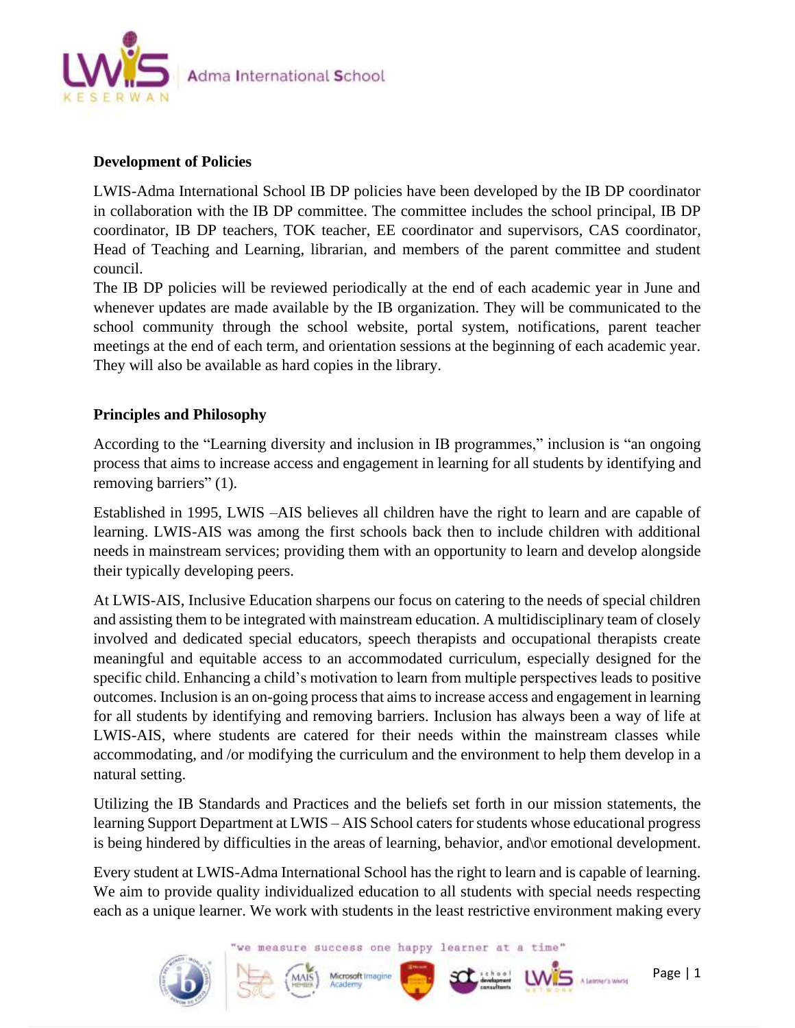## Development of Policies

LWIS-Adma International School IB DP policies have been developed by the IB DP coordinator in collaboration with the IB DP committee. The committee includes the school principal, IB DP coordinator, IB DP teachers, TOK teacher, EE coordinator and supervisors, CAS coordinator, Head of Teaching and Learning, librarian, and members of the parent committee and student council.

The IB DP policies will be reviewed periodically at the end of each academic year in June and whenever updates are made available by the IB organization. They will be communicated to the school community through the school website, portal system, notifications, parent teacher meetings at the end of each term, and orientation sessions at the beginning of each academic year. They will also be available as hard copies in the library.

## Principles and Philosophy

According to the "Learning diversity and inclusion in IB programmes," inclusion is "an ongoing process that aims to increase access and engagement in learning for all students by identifying and removing barriers" (1).

Established in 1995, LWIS –AIS believes all children have the right to learn and are capable of learning. LWIS-AIS was among the first schools back then to include children with additional needs in mainstream services; providing them with an opportunity to learn and develop alongside their typically developing peers.

At LWIS-AIS, Inclusive Education sharpens our focus on catering to the needs of special children and assisting them to be integrated with mainstream education. A multidisciplinary team of closely involved and dedicated special educators, speech therapists and occupational therapists create meaningful and equitable access to an accommodated curriculum, especially designed for the specific child. Enhancing a child's motivation to learn from multiple perspectives leads to positive outcomes. Inclusion is an on-going process that aims to increase access and engagement in learning for all students by identifying and removing barriers. Inclusion has always been a way of life at LWIS-AIS, where students are catered for their needs within the mainstream classes while accommodating, and /or modifying the curriculum and the environment to help them develop in a natural setting.

Utilizing the IB Standards and Practices and the beliefs set forth in our mission statements, the learning Support Department at LWIS – AIS School caters for students whose educational progress is being hindered by difficulties in the areas of learning, behavior, and\or emotional development.

Every student at LWIS-Adma International School has the right to learn and is capable of learning. We aim to provide quality individualized education to all students with special needs respecting each as a unique learner. We work with students in the least restrictive environment making every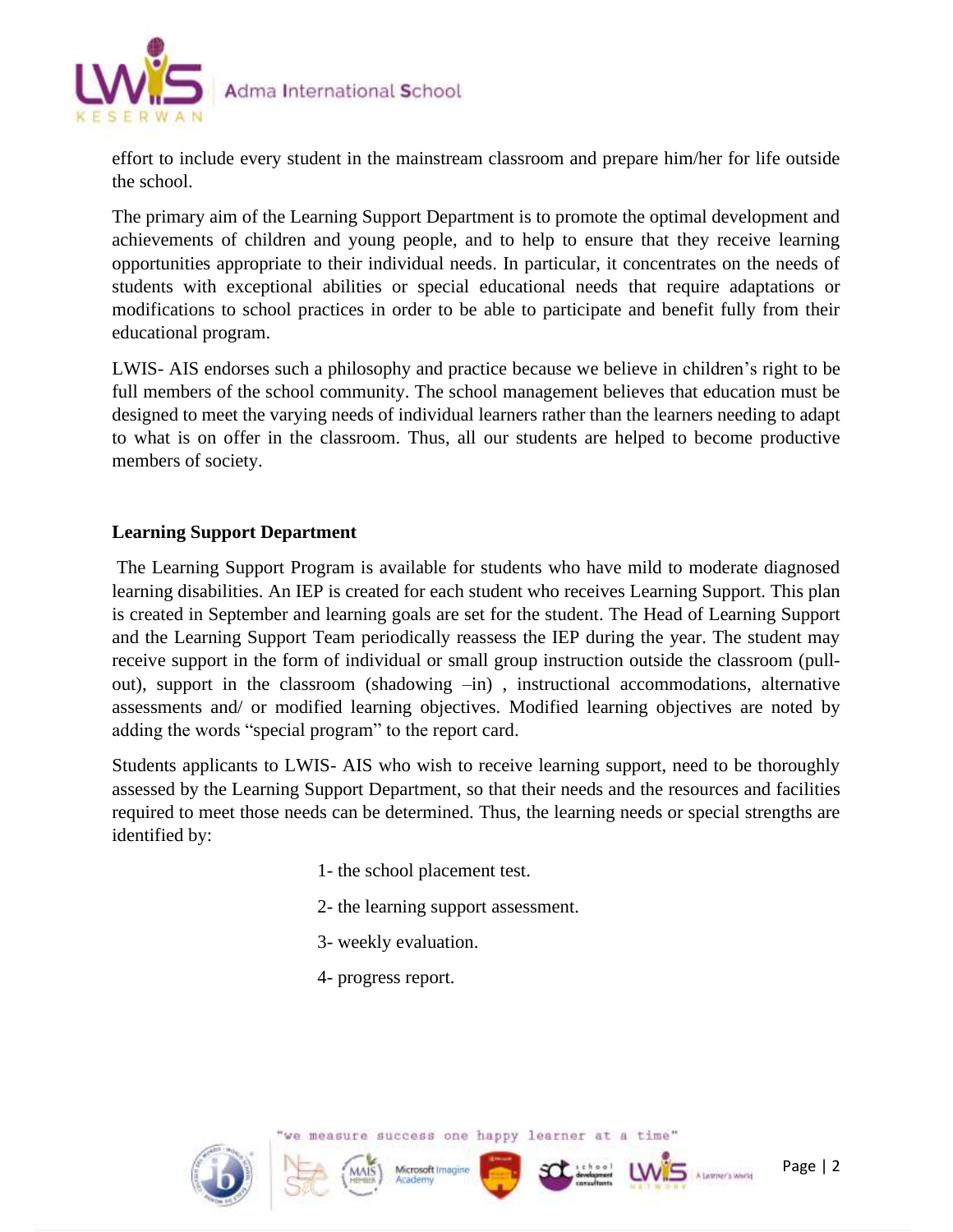effort to include every student in the mainstream classroom and prepare him/her for life outside the school.

The primary aim of the Learning Support Department is to promote the optimal development and achievements of children and young people, and to help to ensure that they receive learning opportunities appropriate to their individual needs. In particular, it concentrates on the needs of students with exceptional abilities or special educational needs that require adaptations or modifications to school practices in order to be able to participate and benefit fully from their educational program.

LWIS- AIS endorses such a philosophy and practice because we believe in children's right to be full members of the school community. The school management believes that education must be designed to meet the varying needs of individual learners rather than the learners needing to adapt to what is on offer in the classroom. Thus, all our students are helped to become productive members of society.

**Learning Support Department**

The Learning Support Program is available for students who have mild to moderate diagnosed learning disabilities. An IEP is created for each student who receives Learning Support. This plan is created in September and learning goals are set for the student. The Head of Learning Support and the Learning Support Team periodically reassess the IEP during the year. The student may receive support in the form of individual or small group instruction outside the classroom (pull-out), support in the classroom (shadowing –in) , instructional accommodations, alternative assessments and/ or modified learning objectives. Modified learning objectives are noted by adding the words "special program" to the report card.

Students applicants to LWIS- AIS who wish to receive learning support, need to be thoroughly assessed by the Learning Support Department, so that their needs and the resources and facilities required to meet those needs can be determined. Thus, the learning needs or special strengths are identified by:

1- the school placement test.

2- the learning support assessment.

3- weekly evaluation.

4- progress report.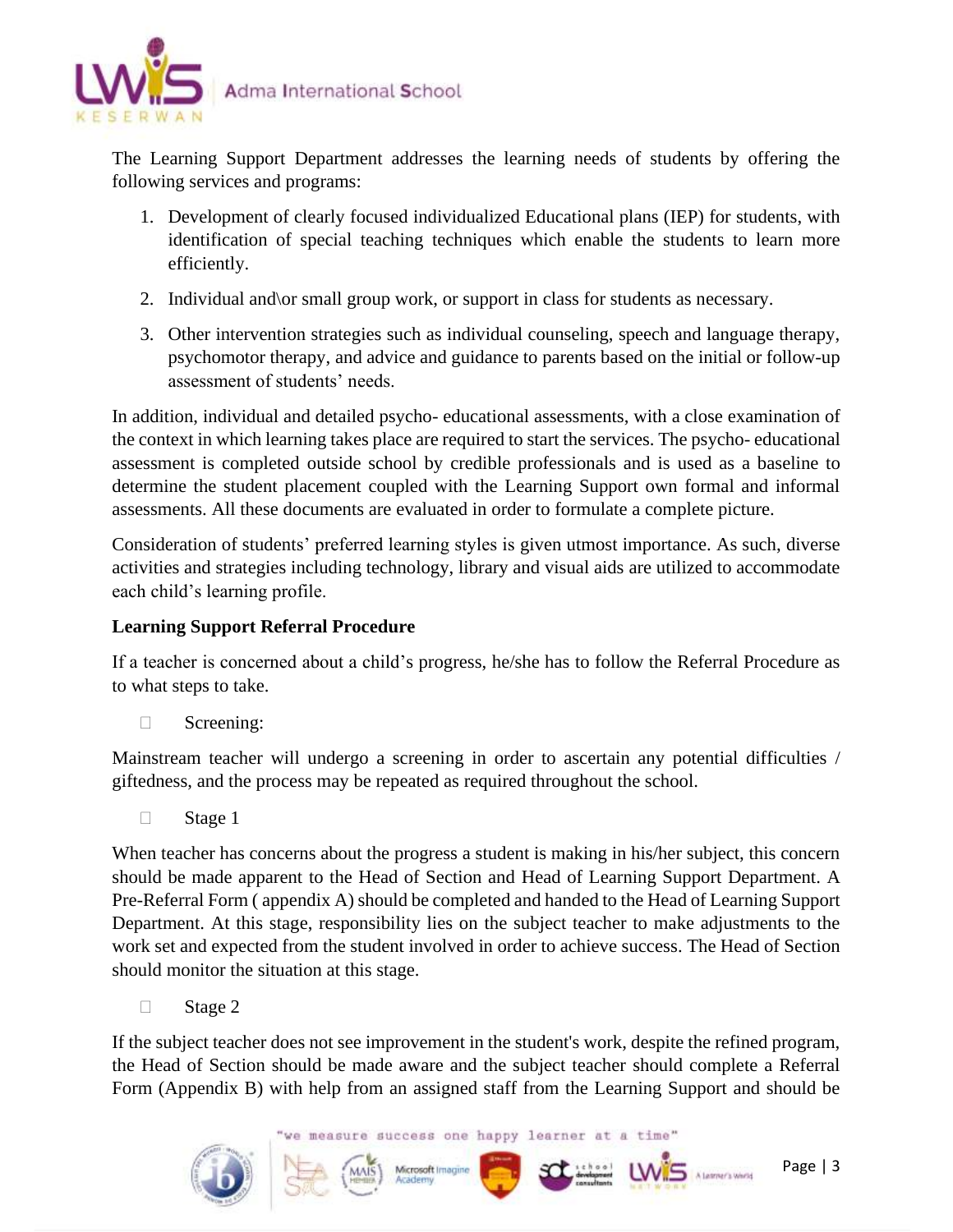The Learning Support Department addresses the learning needs of students by offering the following services and programs:

1. Development of clearly focused individualized Educational plans (IEP) for students, with identification of special teaching techniques which enable the students to learn more efficiently.
2. Individual and\or small group work, or support in class for students as necessary.
3. Other intervention strategies such as individual counseling, speech and language therapy, psychomotor therapy, and advice and guidance to parents based on the initial or follow-up assessment of students' needs.

In addition, individual and detailed psycho- educational assessments, with a close examination of the context in which learning takes place are required to start the services. The psycho- educational assessment is completed outside school by credible professionals and is used as a baseline to determine the student placement coupled with the Learning Support own formal and informal assessments. All these documents are evaluated in order to formulate a complete picture.

Consideration of students' preferred learning styles is given utmost importance. As such, diverse activities and strategies including technology, library and visual aids are utilized to accommodate each child's learning profile.

**Learning Support Referral Procedure**

If a teacher is concerned about a child's progress, he/she has to follow the Referral Procedure as to what steps to take.

- Screening:

Mainstream teacher will undergo a screening in order to ascertain any potential difficulties / giftedness, and the process may be repeated as required throughout the school.

- Stage 1

When teacher has concerns about the progress a student is making in his/her subject, this concern should be made apparent to the Head of Section and Head of Learning Support Department. A Pre-Referral Form ( appendix A) should be completed and handed to the Head of Learning Support Department. At this stage, responsibility lies on the subject teacher to make adjustments to the work set and expected from the student involved in order to achieve success. The Head of Section should monitor the situation at this stage.

- Stage 2

If the subject teacher does not see improvement in the student's work, despite the refined program, the Head of Section should be made aware and the subject teacher should complete a Referral Form (Appendix B) with help from an assigned staff from the Learning Support and should be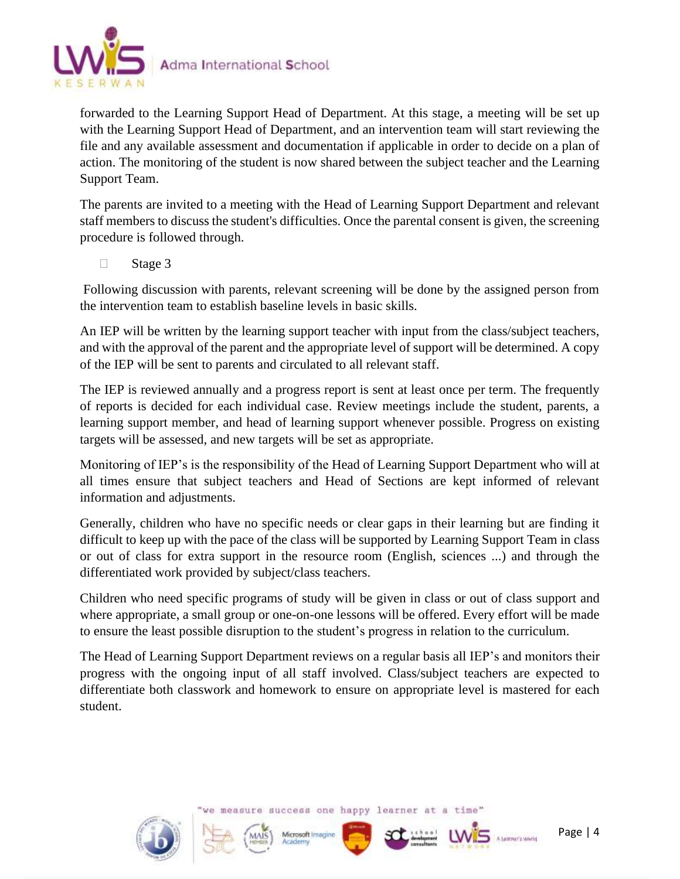forwarded to the Learning Support Head of Department. At this stage, a meeting will be set up with the Learning Support Head of Department, and an intervention team will start reviewing the file and any available assessment and documentation if applicable in order to decide on a plan of action. The monitoring of the student is now shared between the subject teacher and the Learning Support Team.

The parents are invited to a meeting with the Head of Learning Support Department and relevant staff members to discuss the student's difficulties. Once the parental consent is given, the screening procedure is followed through.

- Stage 3

Following discussion with parents, relevant screening will be done by the assigned person from the intervention team to establish baseline levels in basic skills.

An IEP will be written by the learning support teacher with input from the class/subject teachers, and with the approval of the parent and the appropriate level of support will be determined. A copy of the IEP will be sent to parents and circulated to all relevant staff.

The IEP is reviewed annually and a progress report is sent at least once per term. The frequently of reports is decided for each individual case. Review meetings include the student, parents, a learning support member, and head of learning support whenever possible. Progress on existing targets will be assessed, and new targets will be set as appropriate.

Monitoring of IEP's is the responsibility of the Head of Learning Support Department who will at all times ensure that subject teachers and Head of Sections are kept informed of relevant information and adjustments.

Generally, children who have no specific needs or clear gaps in their learning but are finding it difficult to keep up with the pace of the class will be supported by Learning Support Team in class or out of class for extra support in the resource room (English, sciences ...) and through the differentiated work provided by subject/class teachers.

Children who need specific programs of study will be given in class or out of class support and where appropriate, a small group or one-on-one lessons will be offered. Every effort will be made to ensure the least possible disruption to the student's progress in relation to the curriculum.

The Head of Learning Support Department reviews on a regular basis all IEP's and monitors their progress with the ongoing input of all staff involved. Class/subject teachers are expected to differentiate both classwork and homework to ensure on appropriate level is mastered for each student.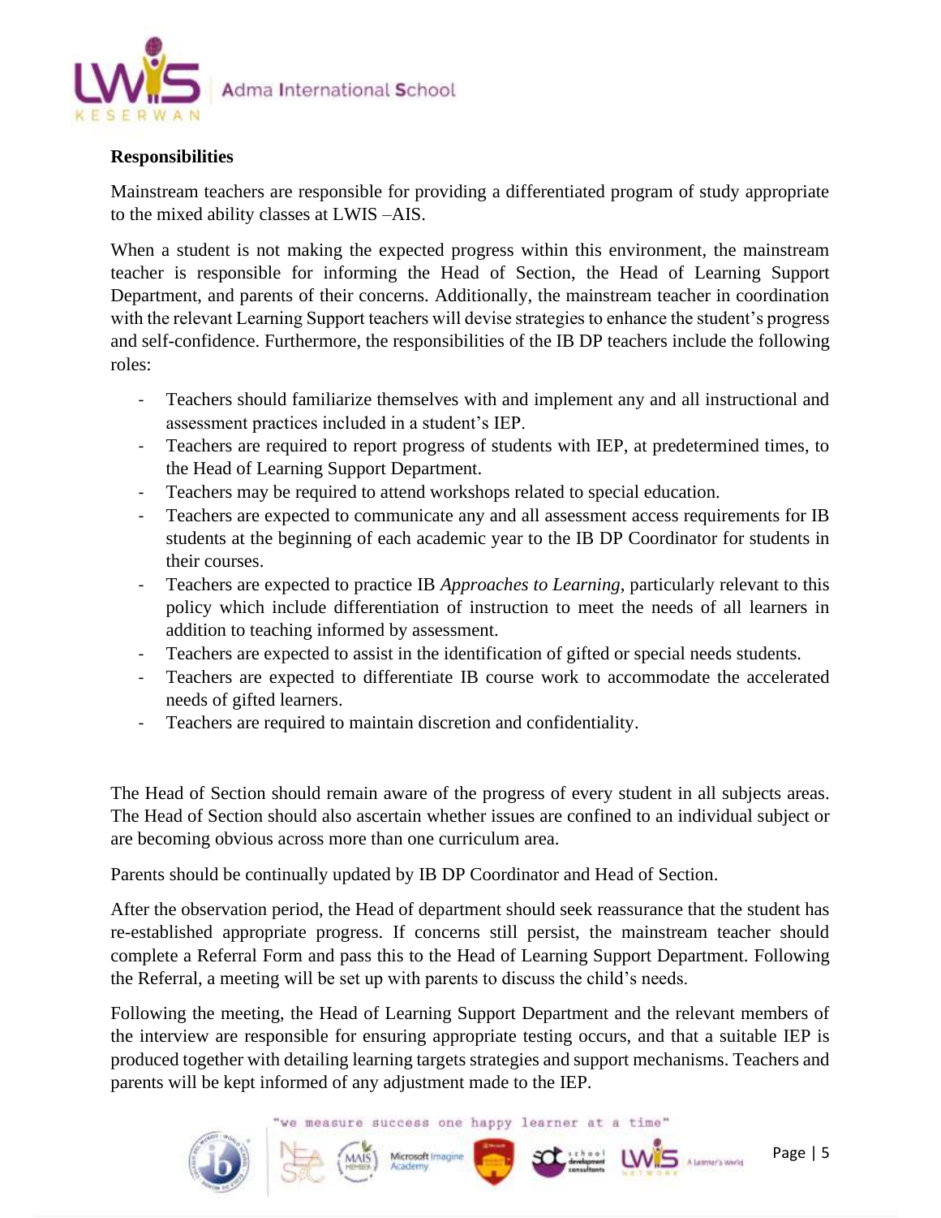**Responsibilities**

Mainstream teachers are responsible for providing a differentiated program of study appropriate to the mixed ability classes at LWIS –AIS.

When a student is not making the expected progress within this environment, the mainstream teacher is responsible for informing the Head of Section, the Head of Learning Support Department, and parents of their concerns. Additionally, the mainstream teacher in coordination with the relevant Learning Support teachers will devise strategies to enhance the student's progress and self-confidence. Furthermore, the responsibilities of the IB DP teachers include the following roles:

- Teachers should familiarize themselves with and implement any and all instructional and assessment practices included in a student's IEP.
- Teachers are required to report progress of students with IEP, at predetermined times, to the Head of Learning Support Department.
- Teachers may be required to attend workshops related to special education.
- Teachers are expected to communicate any and all assessment access requirements for IB students at the beginning of each academic year to the IB DP Coordinator for students in their courses.
- Teachers are expected to practice IB *Approaches to Learning*, particularly relevant to this policy which include differentiation of instruction to meet the needs of all learners in addition to teaching informed by assessment.
- Teachers are expected to assist in the identification of gifted or special needs students.
- Teachers are expected to differentiate IB course work to accommodate the accelerated needs of gifted learners.
- Teachers are required to maintain discretion and confidentiality.

The Head of Section should remain aware of the progress of every student in all subjects areas. The Head of Section should also ascertain whether issues are confined to an individual subject or are becoming obvious across more than one curriculum area.

Parents should be continually updated by IB DP Coordinator and Head of Section.

After the observation period, the Head of department should seek reassurance that the student has re-established appropriate progress. If concerns still persist, the mainstream teacher should complete a Referral Form and pass this to the Head of Learning Support Department. Following the Referral, a meeting will be set up with parents to discuss the child's needs.

Following the meeting, the Head of Learning Support Department and the relevant members of the interview are responsible for ensuring appropriate testing occurs, and that a suitable IEP is produced together with detailing learning targets strategies and support mechanisms. Teachers and parents will be kept informed of any adjustment made to the IEP.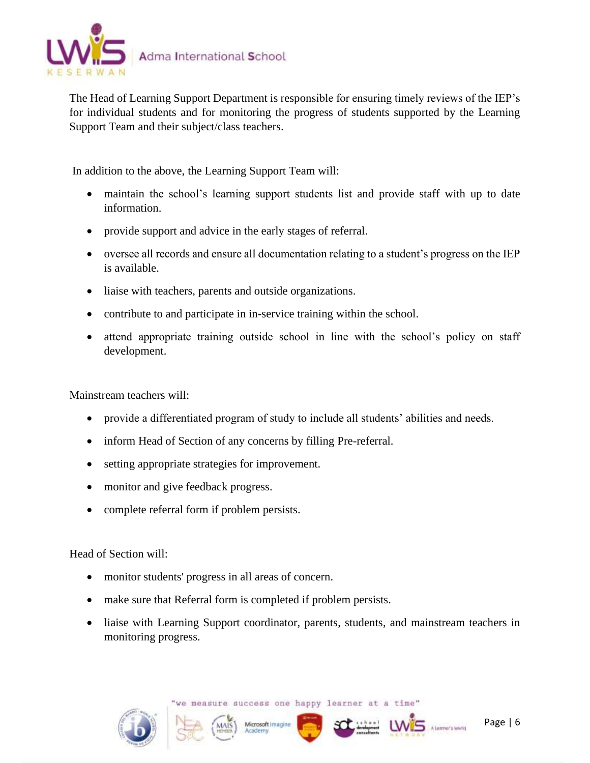The Head of Learning Support Department is responsible for ensuring timely reviews of the IEP's for individual students and for monitoring the progress of students supported by the Learning Support Team and their subject/class teachers.

In addition to the above, the Learning Support Team will:

- maintain the school's learning support students list and provide staff with up to date information.
- provide support and advice in the early stages of referral.
- oversee all records and ensure all documentation relating to a student's progress on the IEP is available.
- liaise with teachers, parents and outside organizations.
- contribute to and participate in in-service training within the school.
- attend appropriate training outside school in line with the school's policy on staff development.

Mainstream teachers will:

- provide a differentiated program of study to include all students' abilities and needs.
- inform Head of Section of any concerns by filling Pre-referral.
- setting appropriate strategies for improvement.
- monitor and give feedback progress.
- complete referral form if problem persists.

Head of Section will:

- monitor students' progress in all areas of concern.
- make sure that Referral form is completed if problem persists.
- liaise with Learning Support coordinator, parents, students, and mainstream teachers in monitoring progress.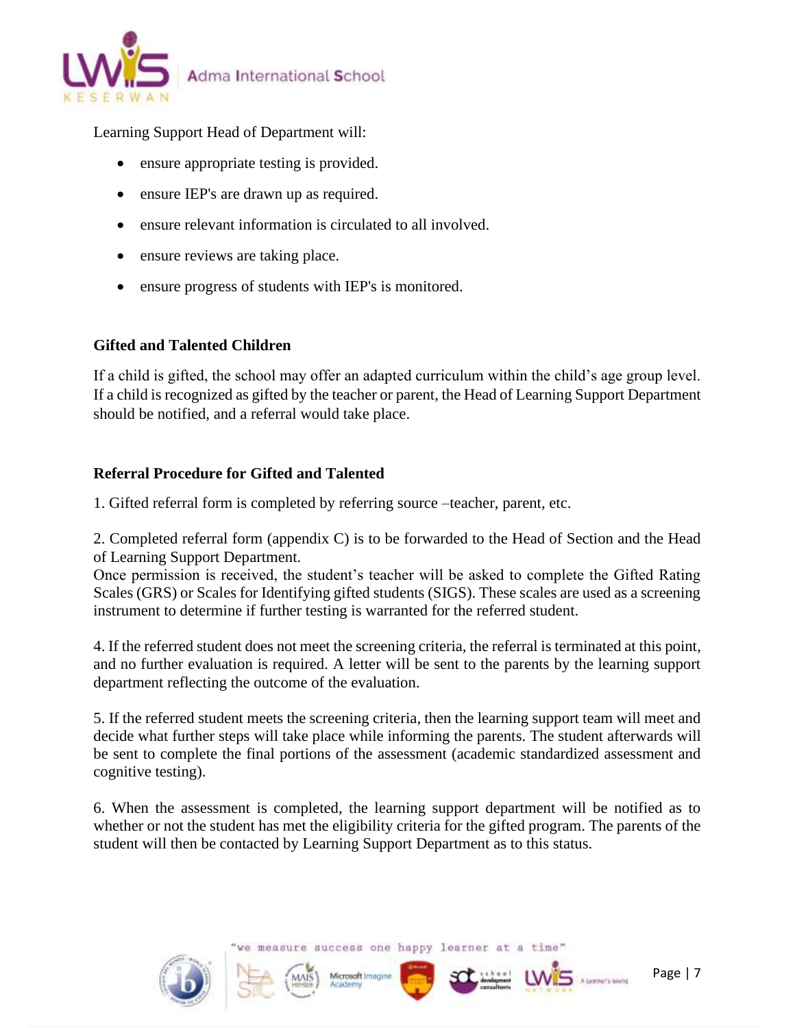Learning Support Head of Department will:

- ensure appropriate testing is provided.
- ensure IEP's are drawn up as required.
- ensure relevant information is circulated to all involved.
- ensure reviews are taking place.
- ensure progress of students with IEP's is monitored.

**Gifted and Talented Children**

If a child is gifted, the school may offer an adapted curriculum within the child's age group level. If a child is recognized as gifted by the teacher or parent, the Head of Learning Support Department should be notified, and a referral would take place.

**Referral Procedure for Gifted and Talented**

1. Gifted referral form is completed by referring source –teacher, parent, etc.

2. Completed referral form (appendix C) is to be forwarded to the Head of Section and the Head of Learning Support Department.
Once permission is received, the student's teacher will be asked to complete the Gifted Rating Scales (GRS) or Scales for Identifying gifted students (SIGS). These scales are used as a screening instrument to determine if further testing is warranted for the referred student.

4. If the referred student does not meet the screening criteria, the referral is terminated at this point, and no further evaluation is required. A letter will be sent to the parents by the learning support department reflecting the outcome of the evaluation.

5. If the referred student meets the screening criteria, then the learning support team will meet and decide what further steps will take place while informing the parents. The student afterwards will be sent to complete the final portions of the assessment (academic standardized assessment and cognitive testing).

6. When the assessment is completed, the learning support department will be notified as to whether or not the student has met the eligibility criteria for the gifted program. The parents of the student will then be contacted by Learning Support Department as to this status.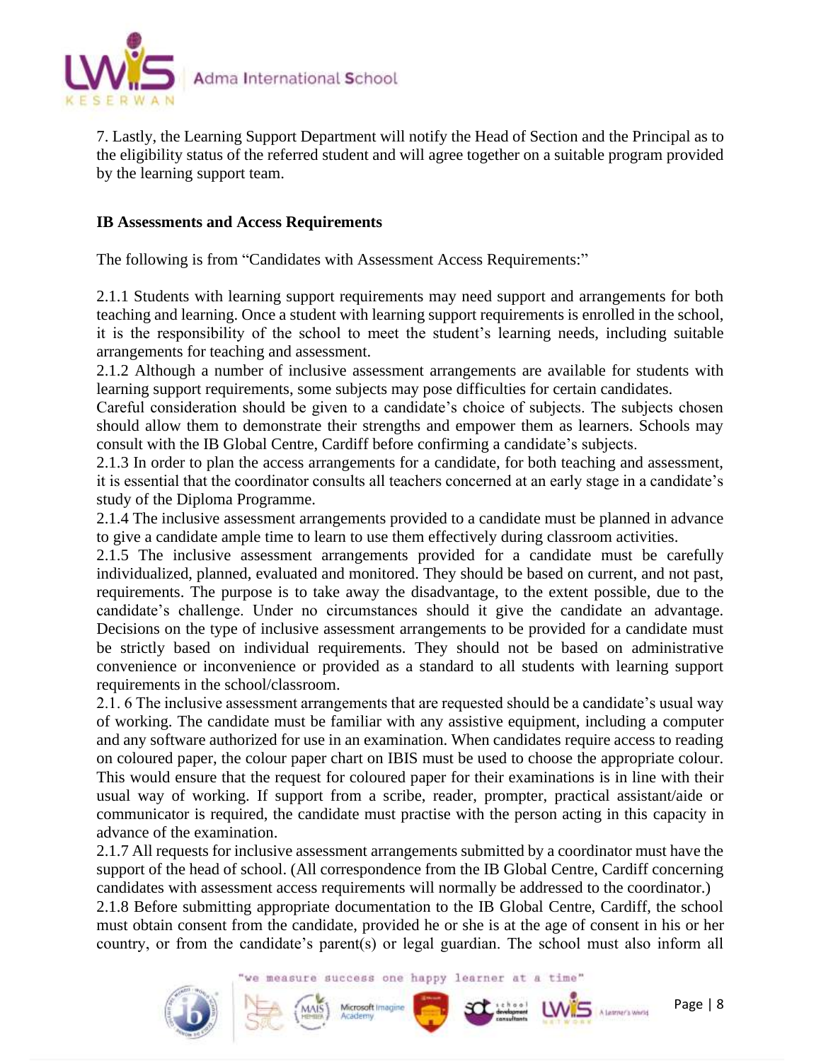7. Lastly, the Learning Support Department will notify the Head of Section and the Principal as to the eligibility status of the referred student and will agree together on a suitable program provided by the learning support team.

**IB Assessments and Access Requirements**

The following is from "Candidates with Assessment Access Requirements:"

2.1.1 Students with learning support requirements may need support and arrangements for both teaching and learning. Once a student with learning support requirements is enrolled in the school, it is the responsibility of the school to meet the student's learning needs, including suitable arrangements for teaching and assessment.

2.1.2 Although a number of inclusive assessment arrangements are available for students with learning support requirements, some subjects may pose difficulties for certain candidates. Careful consideration should be given to a candidate's choice of subjects. The subjects chosen should allow them to demonstrate their strengths and empower them as learners. Schools may consult with the IB Global Centre, Cardiff before confirming a candidate's subjects.

2.1.3 In order to plan the access arrangements for a candidate, for both teaching and assessment, it is essential that the coordinator consults all teachers concerned at an early stage in a candidate's study of the Diploma Programme.

2.1.4 The inclusive assessment arrangements provided to a candidate must be planned in advance to give a candidate ample time to learn to use them effectively during classroom activities.

2.1.5 The inclusive assessment arrangements provided for a candidate must be carefully individualized, planned, evaluated and monitored. They should be based on current, and not past, requirements. The purpose is to take away the disadvantage, to the extent possible, due to the candidate's challenge. Under no circumstances should it give the candidate an advantage. Decisions on the type of inclusive assessment arrangements to be provided for a candidate must be strictly based on individual requirements. They should not be based on administrative convenience or inconvenience or provided as a standard to all students with learning support requirements in the school/classroom.

2.1. 6 The inclusive assessment arrangements that are requested should be a candidate's usual way of working. The candidate must be familiar with any assistive equipment, including a computer and any software authorized for use in an examination. When candidates require access to reading on coloured paper, the colour paper chart on IBIS must be used to choose the appropriate colour. This would ensure that the request for coloured paper for their examinations is in line with their usual way of working. If support from a scribe, reader, prompter, practical assistant/aide or communicator is required, the candidate must practise with the person acting in this capacity in advance of the examination.

2.1.7 All requests for inclusive assessment arrangements submitted by a coordinator must have the support of the head of school. (All correspondence from the IB Global Centre, Cardiff concerning candidates with assessment access requirements will normally be addressed to the coordinator.)

2.1.8 Before submitting appropriate documentation to the IB Global Centre, Cardiff, the school must obtain consent from the candidate, provided he or she is at the age of consent in his or her country, or from the candidate's parent(s) or legal guardian. The school must also inform all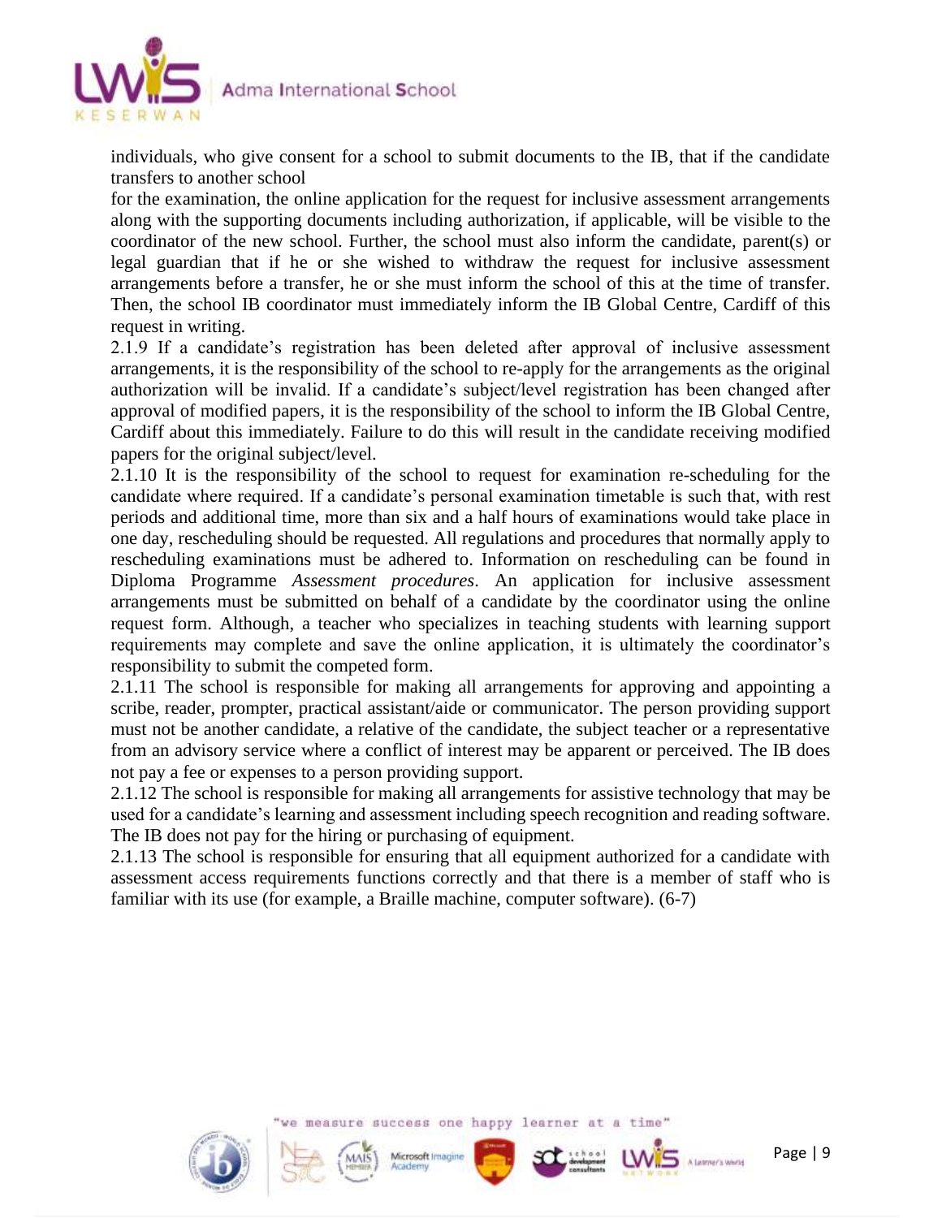individuals, who give consent for a school to submit documents to the IB, that if the candidate transfers to another school

for the examination, the online application for the request for inclusive assessment arrangements along with the supporting documents including authorization, if applicable, will be visible to the coordinator of the new school. Further, the school must also inform the candidate, parent(s) or legal guardian that if he or she wished to withdraw the request for inclusive assessment arrangements before a transfer, he or she must inform the school of this at the time of transfer. Then, the school IB coordinator must immediately inform the IB Global Centre, Cardiff of this request in writing.

2.1.9 If a candidate's registration has been deleted after approval of inclusive assessment arrangements, it is the responsibility of the school to re-apply for the arrangements as the original authorization will be invalid. If a candidate's subject/level registration has been changed after approval of modified papers, it is the responsibility of the school to inform the IB Global Centre, Cardiff about this immediately. Failure to do this will result in the candidate receiving modified papers for the original subject/level.

2.1.10 It is the responsibility of the school to request for examination re-scheduling for the candidate where required. If a candidate's personal examination timetable is such that, with rest periods and additional time, more than six and a half hours of examinations would take place in one day, rescheduling should be requested. All regulations and procedures that normally apply to rescheduling examinations must be adhered to. Information on rescheduling can be found in Diploma Programme *Assessment procedures*. An application for inclusive assessment arrangements must be submitted on behalf of a candidate by the coordinator using the online request form. Although, a teacher who specializes in teaching students with learning support requirements may complete and save the online application, it is ultimately the coordinator's responsibility to submit the competed form.

2.1.11 The school is responsible for making all arrangements for approving and appointing a scribe, reader, prompter, practical assistant/aide or communicator. The person providing support must not be another candidate, a relative of the candidate, the subject teacher or a representative from an advisory service where a conflict of interest may be apparent or perceived. The IB does not pay a fee or expenses to a person providing support.

2.1.12 The school is responsible for making all arrangements for assistive technology that may be used for a candidate's learning and assessment including speech recognition and reading software. The IB does not pay for the hiring or purchasing of equipment.

2.1.13 The school is responsible for ensuring that all equipment authorized for a candidate with assessment access requirements functions correctly and that there is a member of staff who is familiar with its use (for example, a Braille machine, computer software). (6-7)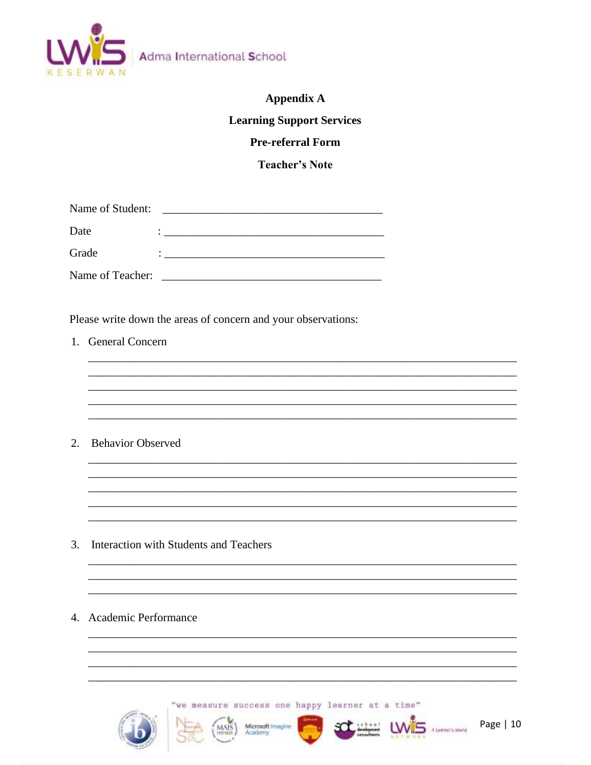**Appendix A**

**Learning Support Services**

**Pre-referral Form**

**Teacher's Note**

Name of Student: _______________________________________

Date : _______________________________________

Grade : _______________________________________

Name of Teacher: _______________________________________

Please write down the areas of concern and your observations:

1. General Concern

_____________________________________________________________________________
_____________________________________________________________________________
_____________________________________________________________________________
_____________________________________________________________________________
_____________________________________________________________________________

2. Behavior Observed

_____________________________________________________________________________
_____________________________________________________________________________
_____________________________________________________________________________
_____________________________________________________________________________
_____________________________________________________________________________

3. Interaction with Students and Teachers

_____________________________________________________________________________
_____________________________________________________________________________
_____________________________________________________________________________

4. Academic Performance

_____________________________________________________________________________
_____________________________________________________________________________
_____________________________________________________________________________
_____________________________________________________________________________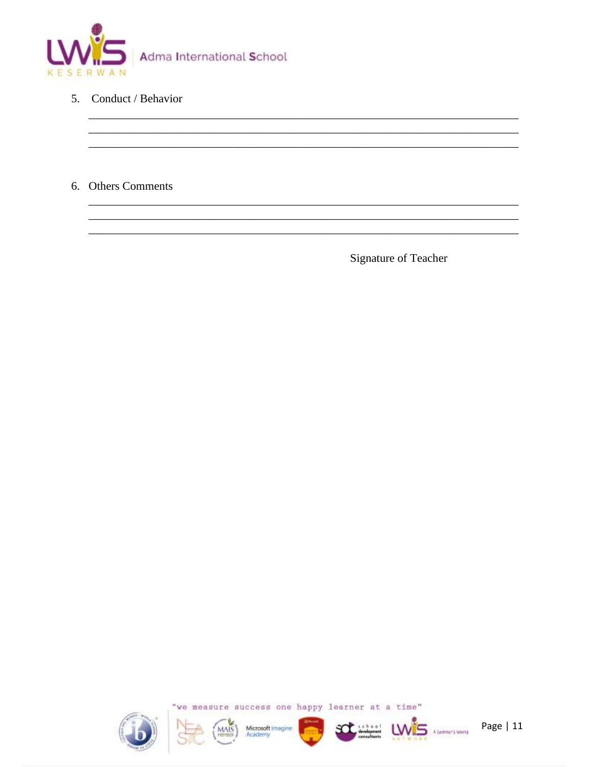5. Conduct / Behavior

\_\_\_\_\_\_\_\_\_\_\_\_\_\_\_\_\_\_\_\_\_\_\_\_\_\_\_\_\_\_\_\_\_\_\_\_\_\_\_\_\_\_\_\_\_\_\_\_\_\_\_\_\_\_\_\_\_\_\_\_\_\_\_\_\_\_\_\_\_\_

\_\_\_\_\_\_\_\_\_\_\_\_\_\_\_\_\_\_\_\_\_\_\_\_\_\_\_\_\_\_\_\_\_\_\_\_\_\_\_\_\_\_\_\_\_\_\_\_\_\_\_\_\_\_\_\_\_\_\_\_\_\_\_\_\_\_\_\_\_\_

\_\_\_\_\_\_\_\_\_\_\_\_\_\_\_\_\_\_\_\_\_\_\_\_\_\_\_\_\_\_\_\_\_\_\_\_\_\_\_\_\_\_\_\_\_\_\_\_\_\_\_\_\_\_\_\_\_\_\_\_\_\_\_\_\_\_\_\_\_\_

6. Others Comments

\_\_\_\_\_\_\_\_\_\_\_\_\_\_\_\_\_\_\_\_\_\_\_\_\_\_\_\_\_\_\_\_\_\_\_\_\_\_\_\_\_\_\_\_\_\_\_\_\_\_\_\_\_\_\_\_\_\_\_\_\_\_\_\_\_\_\_\_\_\_

\_\_\_\_\_\_\_\_\_\_\_\_\_\_\_\_\_\_\_\_\_\_\_\_\_\_\_\_\_\_\_\_\_\_\_\_\_\_\_\_\_\_\_\_\_\_\_\_\_\_\_\_\_\_\_\_\_\_\_\_\_\_\_\_\_\_\_\_\_\_

\_\_\_\_\_\_\_\_\_\_\_\_\_\_\_\_\_\_\_\_\_\_\_\_\_\_\_\_\_\_\_\_\_\_\_\_\_\_\_\_\_\_\_\_\_\_\_\_\_\_\_\_\_\_\_\_\_\_\_\_\_\_\_\_\_\_\_\_\_\_

Signature of Teacher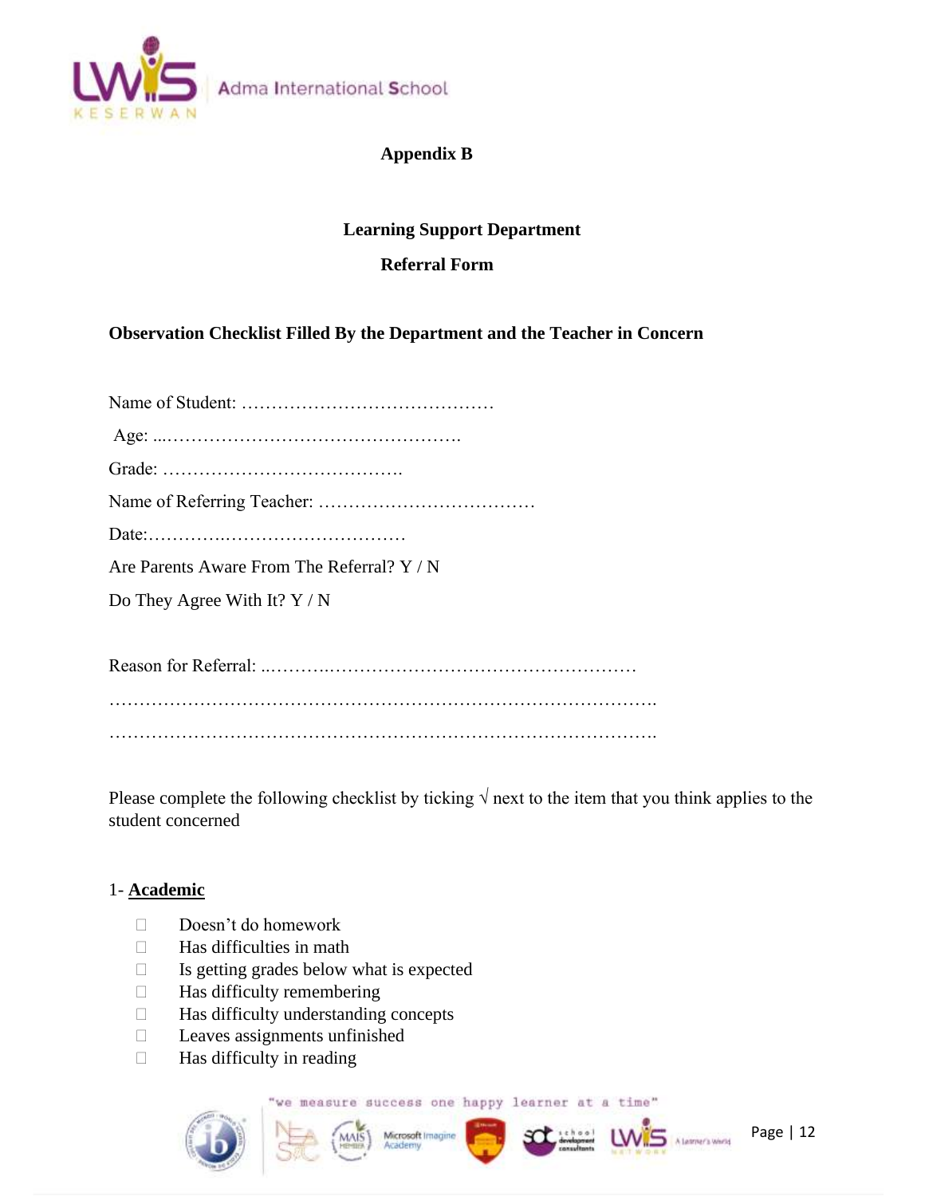**Appendix B**

**Learning Support Department**

**Referral Form**

**Observation Checklist Filled By the Department and the Teacher in Concern**

Name of Student: ……………………………………

Age: ...…………………………………………..

Grade: ………………………………….

Name of Referring Teacher: ………………………………

Date:………….…………………………

Are Parents Aware From The Referral? Y / N

Do They Agree With It? Y / N

Reason for Referral: ..……….…………………………………………

……………………………………………………………………………….

……………………………………………………………………………….

Please complete the following checklist by ticking √ next to the item that you think applies to the student concerned

1- **Academic**

- ☐ Doesn't do homework
- ☐ Has difficulties in math
- ☐ Is getting grades below what is expected
- ☐ Has difficulty remembering
- ☐ Has difficulty understanding concepts
- ☐ Leaves assignments unfinished
- ☐ Has difficulty in reading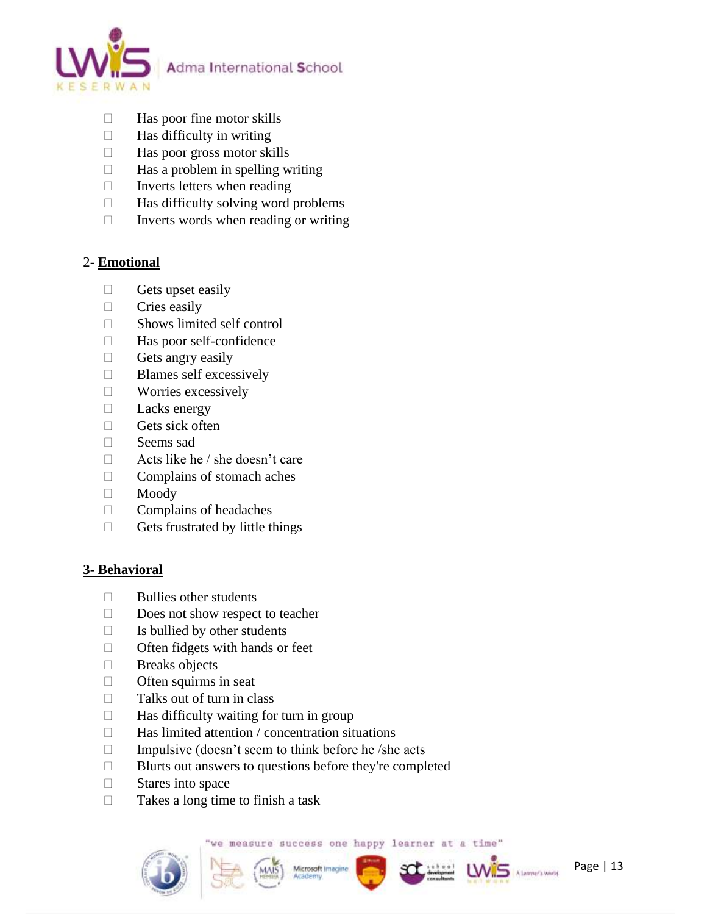- ☐ Has poor fine motor skills
- ☐ Has difficulty in writing
- ☐ Has poor gross motor skills
- ☐ Has a problem in spelling writing
- ☐ Inverts letters when reading
- ☐ Has difficulty solving word problems
- ☐ Inverts words when reading or writing

2- **Emotional**

- ☐ Gets upset easily
- ☐ Cries easily
- ☐ Shows limited self control
- ☐ Has poor self-confidence
- ☐ Gets angry easily
- ☐ Blames self excessively
- ☐ Worries excessively
- ☐ Lacks energy
- ☐ Gets sick often
- ☐ Seems sad
- ☐ Acts like he / she doesn't care
- ☐ Complains of stomach aches
- ☐ Moody
- ☐ Complains of headaches
- ☐ Gets frustrated by little things

**3- Behavioral**

- ☐ Bullies other students
- ☐ Does not show respect to teacher
- ☐ Is bullied by other students
- ☐ Often fidgets with hands or feet
- ☐ Breaks objects
- ☐ Often squirms in seat
- ☐ Talks out of turn in class
- ☐ Has difficulty waiting for turn in group
- ☐ Has limited attention / concentration situations
- ☐ Impulsive (doesn't seem to think before he /she acts
- ☐ Blurts out answers to questions before they're completed
- ☐ Stares into space
- ☐ Takes a long time to finish a task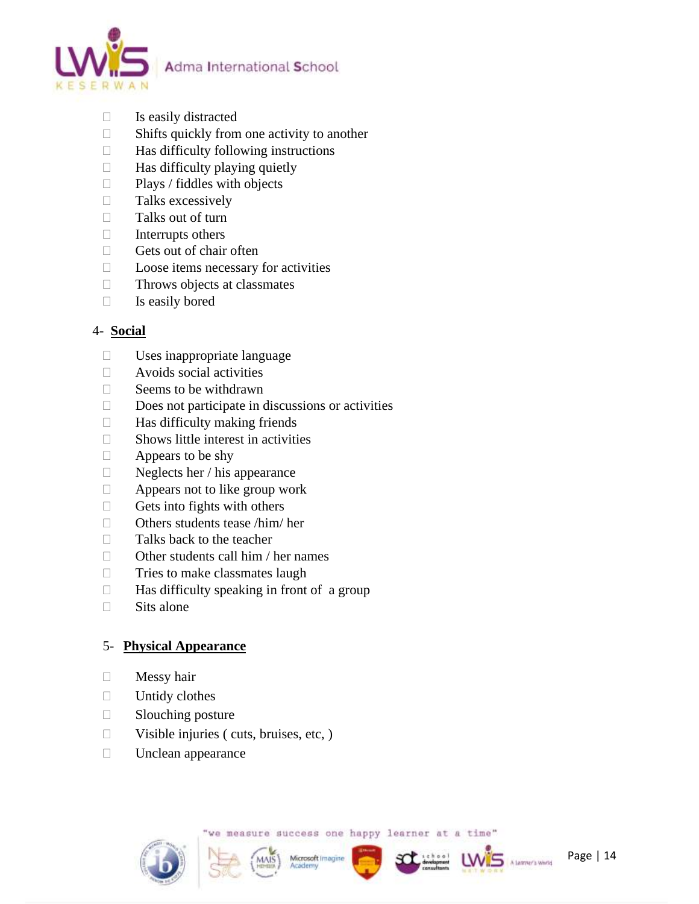- ☐ Is easily distracted
- ☐ Shifts quickly from one activity to another
- ☐ Has difficulty following instructions
- ☐ Has difficulty playing quietly
- ☐ Plays / fiddles with objects
- ☐ Talks excessively
- ☐ Talks out of turn
- ☐ Interrupts others
- ☐ Gets out of chair often
- ☐ Loose items necessary for activities
- ☐ Throws objects at classmates
- ☐ Is easily bored

4- **Social**

- ☐ Uses inappropriate language
- ☐ Avoids social activities
- ☐ Seems to be withdrawn
- ☐ Does not participate in discussions or activities
- ☐ Has difficulty making friends
- ☐ Shows little interest in activities
- ☐ Appears to be shy
- ☐ Neglects her / his appearance
- ☐ Appears not to like group work
- ☐ Gets into fights with others
- ☐ Others students tease /him/ her
- ☐ Talks back to the teacher
- ☐ Other students call him / her names
- ☐ Tries to make classmates laugh
- ☐ Has difficulty speaking in front of a group
- ☐ Sits alone

5- **Physical Appearance**

- ☐ Messy hair
- ☐ Untidy clothes
- ☐ Slouching posture
- ☐ Visible injuries ( cuts, bruises, etc, )
- ☐ Unclean appearance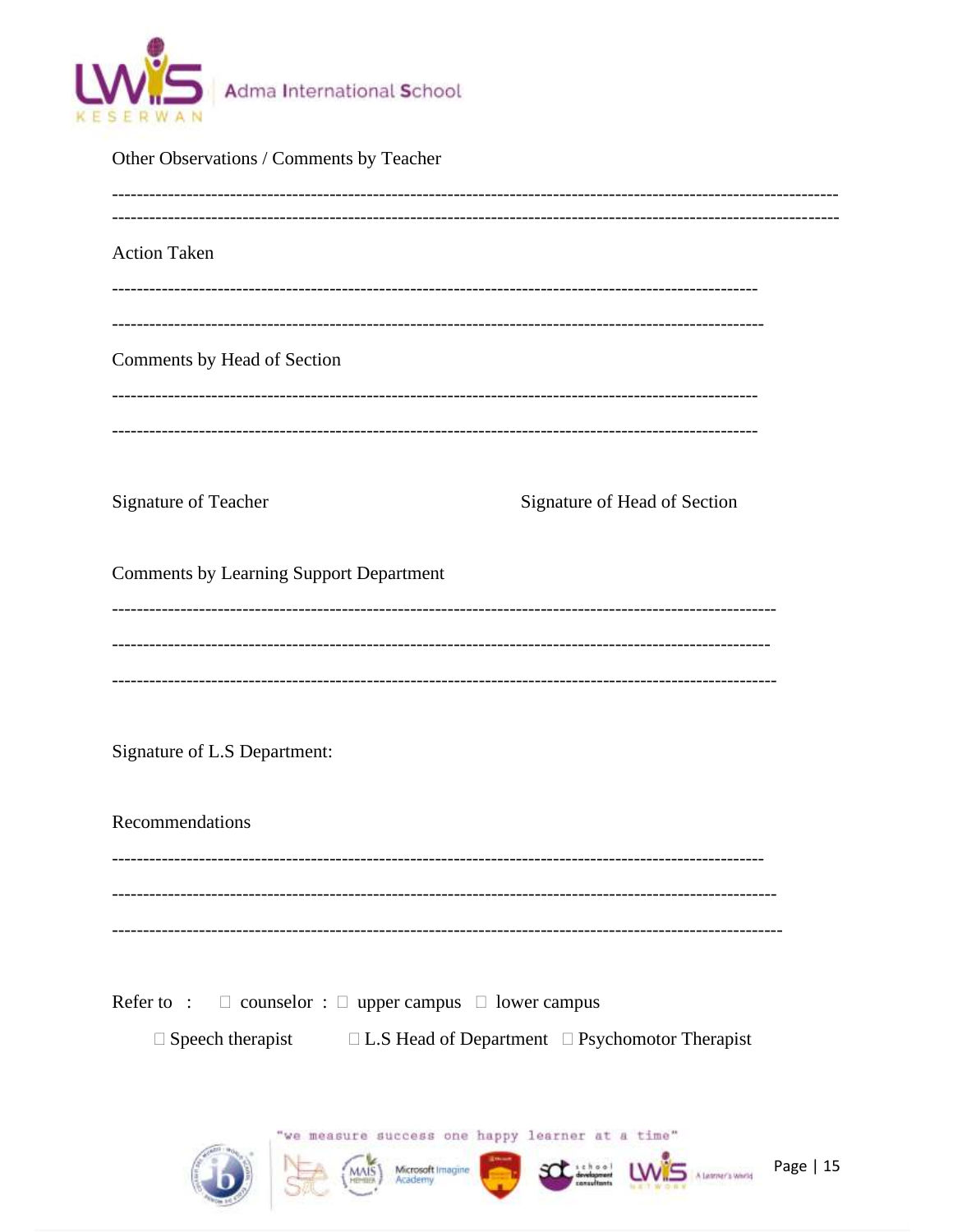Other Observations / Comments by Teacher

-----------------------------------------------------------------------------------------------------------------

-----------------------------------------------------------------------------------------------------------------

Action Taken

----------------------------------------------------------------------------------------------------

----------------------------------------------------------------------------------------------------

Comments by Head of Section

----------------------------------------------------------------------------------------------------

----------------------------------------------------------------------------------------------------

Signature of Teacher                                        Signature of Head of Section

Comments by Learning Support Department

-------------------------------------------------------------------------------------------------------

-------------------------------------------------------------------------------------------------------

-------------------------------------------------------------------------------------------------------

Signature of L.S Department:

Recommendations

-------------------------------------------------------------------------------------------------------

-------------------------------------------------------------------------------------------------------

-------------------------------------------------------------------------------------------------------

Refer to :  □ counselor : □ upper campus  □ lower campus

□ Speech therapist  □ L.S Head of Department  □ Psychomotor Therapist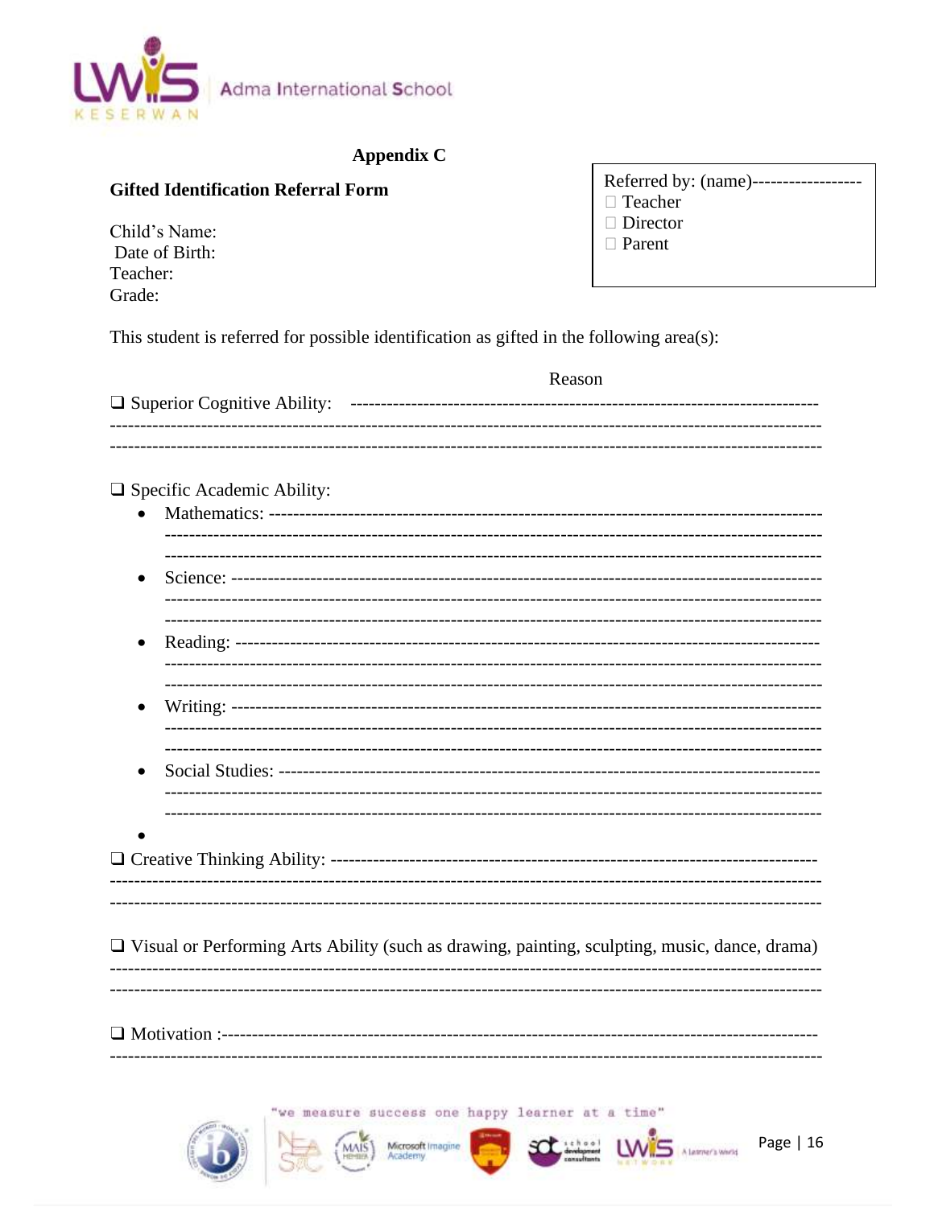## Appendix C

**Gifted Identification Referral Form**

Referred by: (name)------------------
- ☐ Teacher
- ☐ Director
- ☐ Parent

Child's Name:
Date of Birth:
Teacher:
Grade:

This student is referred for possible identification as gifted in the following area(s):

Reason

❑ Superior Cognitive Ability: ---------------------------------------------------------------------------
-------------------------------------------------------------------------------------------------------------
-------------------------------------------------------------------------------------------------------------

❑ Specific Academic Ability:

- Mathematics: ------------------------------------------------------------------------------------------
  -------------------------------------------------------------------------------------------------------
  -------------------------------------------------------------------------------------------------------
- Science: -----------------------------------------------------------------------------------------------
  -------------------------------------------------------------------------------------------------------
  -------------------------------------------------------------------------------------------------------
- Reading: ----------------------------------------------------------------------------------------------
  -------------------------------------------------------------------------------------------------------
  -------------------------------------------------------------------------------------------------------
- Writing: -----------------------------------------------------------------------------------------------
  -------------------------------------------------------------------------------------------------------
  -------------------------------------------------------------------------------------------------------
- Social Studies: ---------------------------------------------------------------------------------------
  -------------------------------------------------------------------------------------------------------
  -------------------------------------------------------------------------------------------------------
-

❑ Creative Thinking Ability: -------------------------------------------------------------------------------
-------------------------------------------------------------------------------------------------------------
-------------------------------------------------------------------------------------------------------------

❑ Visual or Performing Arts Ability (such as drawing, painting, sculpting, music, dance, drama)
-------------------------------------------------------------------------------------------------------------
-------------------------------------------------------------------------------------------------------------

❑ Motivation :-------------------------------------------------------------------------------------------------
-------------------------------------------------------------------------------------------------------------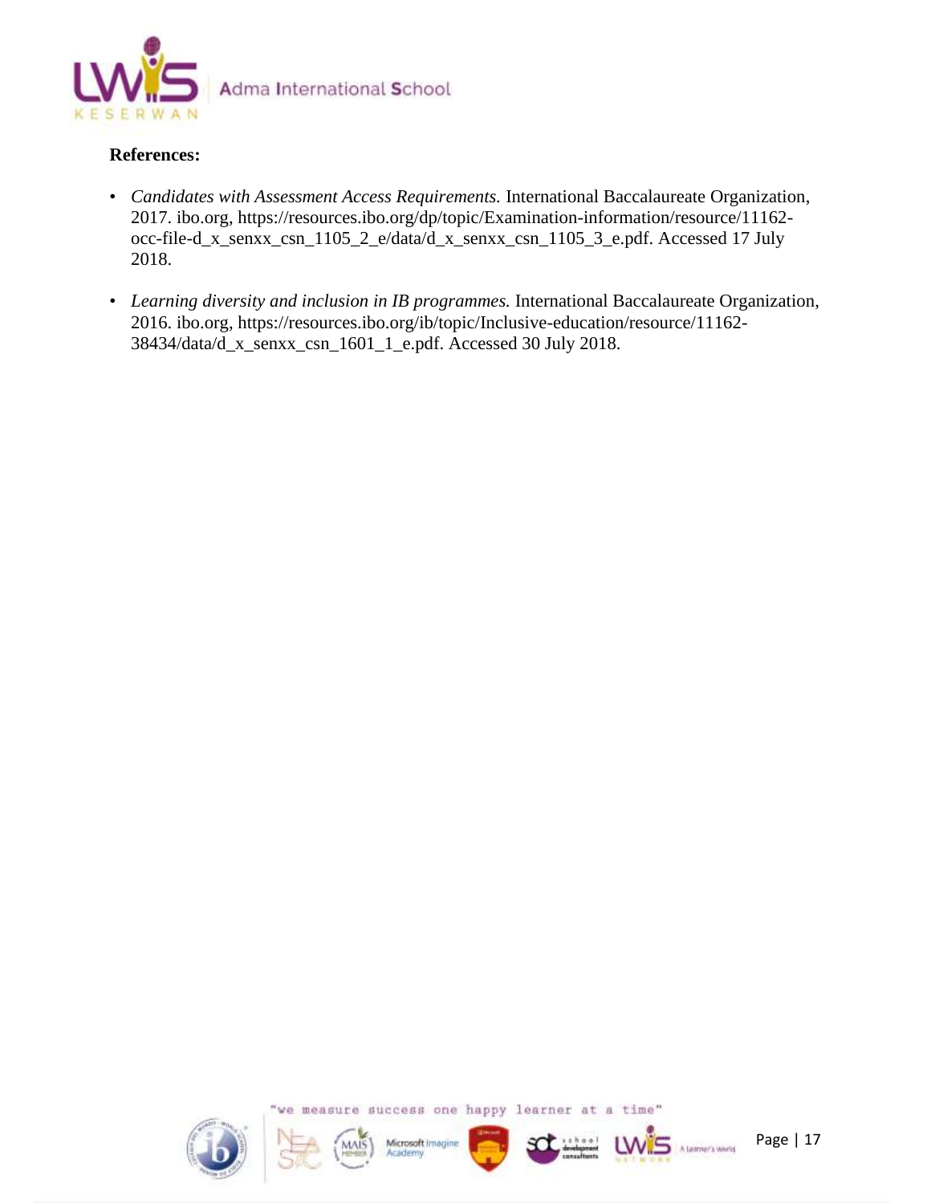**References:**

- *Candidates with Assessment Access Requirements.* International Baccalaureate Organization, 2017. ibo.org, https://resources.ibo.org/dp/topic/Examination-information/resource/11162-occ-file-d_x_senxx_csn_1105_2_e/data/d_x_senxx_csn_1105_3_e.pdf. Accessed 17 July 2018.

- *Learning diversity and inclusion in IB programmes.* International Baccalaureate Organization, 2016. ibo.org, https://resources.ibo.org/ib/topic/Inclusive-education/resource/11162-38434/data/d_x_senxx_csn_1601_1_e.pdf. Accessed 30 July 2018.